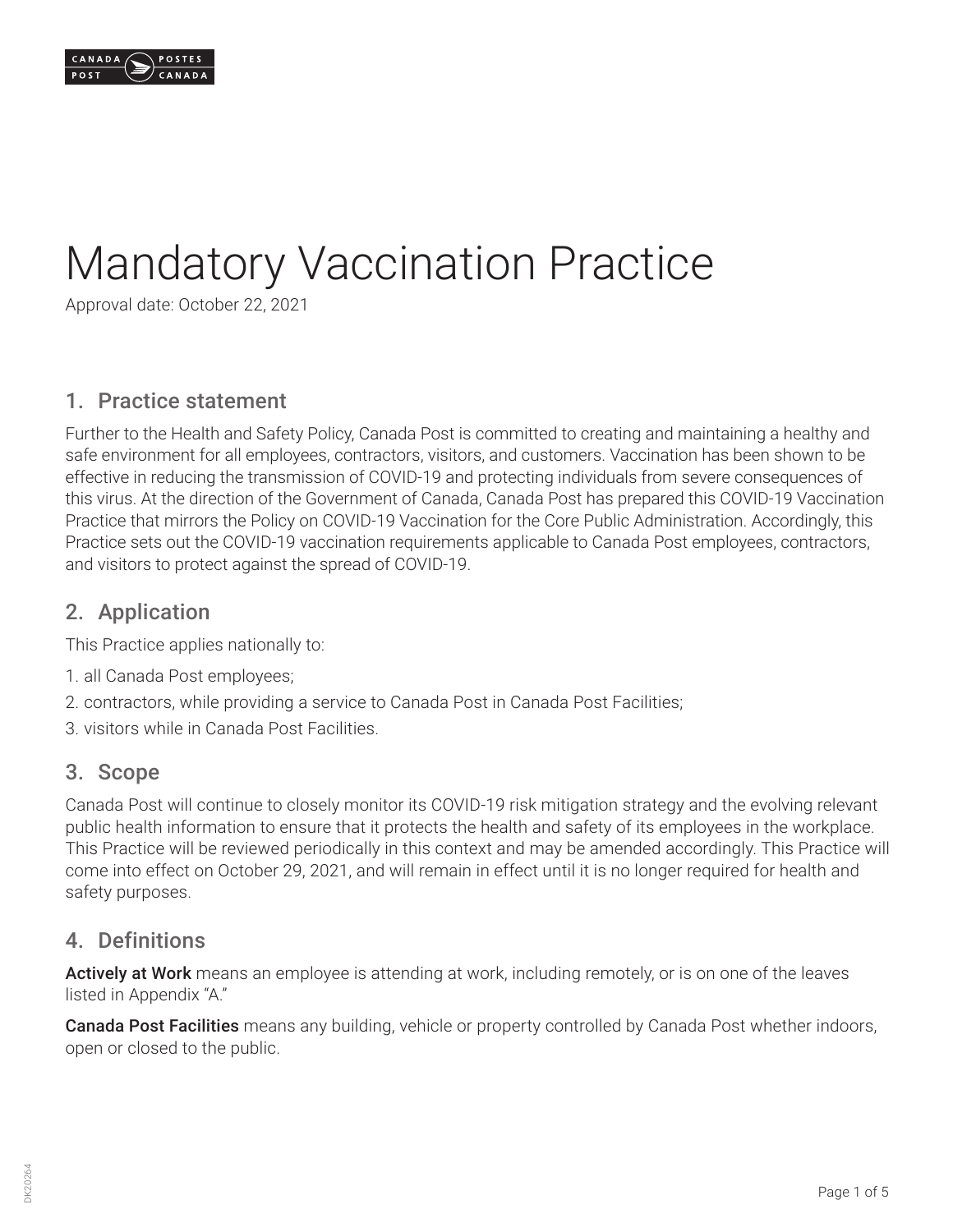# Mandatory Vaccination Practice

Approval date: October 22, 2021

## 1. Practice statement

Further to the Health and Safety Policy, Canada Post is committed to creating and maintaining a healthy and safe environment for all employees, contractors, visitors, and customers. Vaccination has been shown to be effective in reducing the transmission of COVID-19 and protecting individuals from severe consequences of this virus. At the direction of the Government of Canada, Canada Post has prepared this COVID-19 Vaccination Practice that mirrors the Policy on COVID-19 Vaccination for the Core Public Administration. Accordingly, this Practice sets out the COVID-19 vaccination requirements applicable to Canada Post employees, contractors, and visitors to protect against the spread of COVID-19.

## 2. Application

This Practice applies nationally to:

1. all Canada Post employees;
2. contractors, while providing a service to Canada Post in Canada Post Facilities;
3. visitors while in Canada Post Facilities.

## 3. Scope

Canada Post will continue to closely monitor its COVID-19 risk mitigation strategy and the evolving relevant public health information to ensure that it protects the health and safety of its employees in the workplace. This Practice will be reviewed periodically in this context and may be amended accordingly. This Practice will come into effect on October 29, 2021, and will remain in effect until it is no longer required for health and safety purposes.

## 4. Definitions

**Actively at Work** means an employee is attending at work, including remotely, or is on one of the leaves listed in Appendix "A."

**Canada Post Facilities** means any building, vehicle or property controlled by Canada Post whether indoors, open or closed to the public.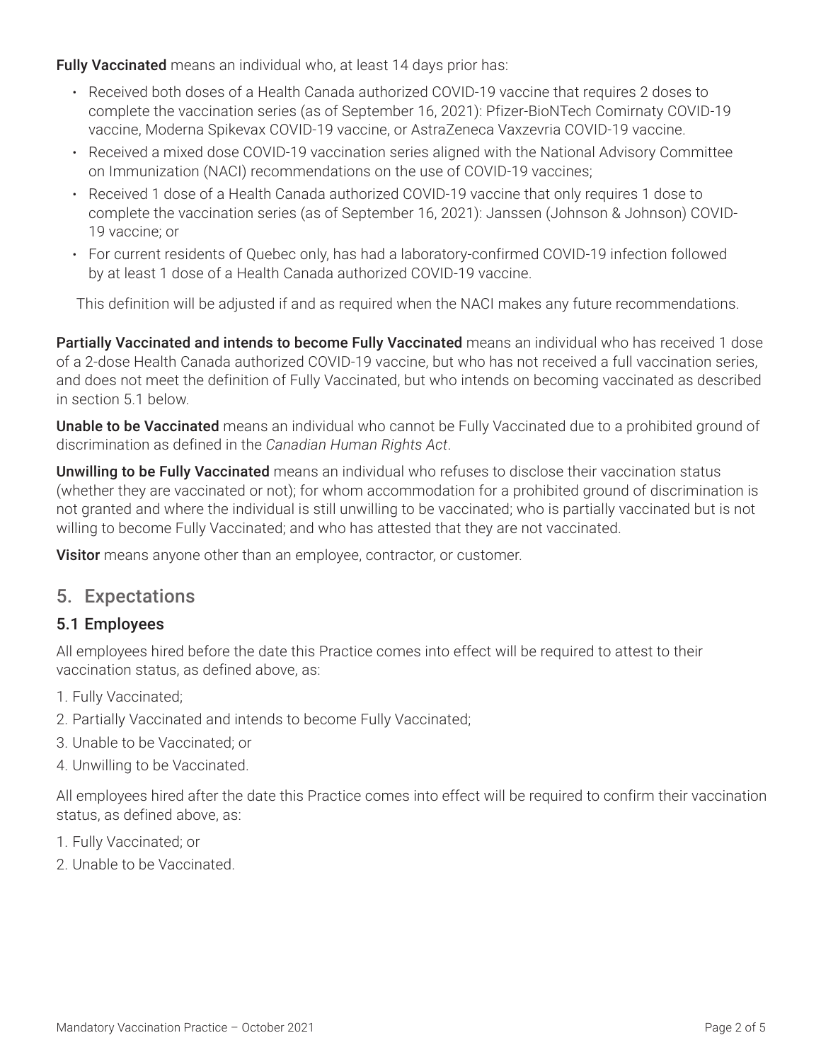**Fully Vaccinated** means an individual who, at least 14 days prior has:

- Received both doses of a Health Canada authorized COVID-19 vaccine that requires 2 doses to complete the vaccination series (as of September 16, 2021): Pfizer-BioNTech Comirnaty COVID-19 vaccine, Moderna Spikevax COVID-19 vaccine, or AstraZeneca Vaxzevria COVID-19 vaccine.
- Received a mixed dose COVID-19 vaccination series aligned with the National Advisory Committee on Immunization (NACI) recommendations on the use of COVID-19 vaccines;
- Received 1 dose of a Health Canada authorized COVID-19 vaccine that only requires 1 dose to complete the vaccination series (as of September 16, 2021): Janssen (Johnson & Johnson) COVID-19 vaccine; or
- For current residents of Quebec only, has had a laboratory-confirmed COVID-19 infection followed by at least 1 dose of a Health Canada authorized COVID-19 vaccine.

This definition will be adjusted if and as required when the NACI makes any future recommendations.

**Partially Vaccinated and intends to become Fully Vaccinated** means an individual who has received 1 dose of a 2-dose Health Canada authorized COVID-19 vaccine, but who has not received a full vaccination series, and does not meet the definition of Fully Vaccinated, but who intends on becoming vaccinated as described in section 5.1 below.

**Unable to be Vaccinated** means an individual who cannot be Fully Vaccinated due to a prohibited ground of discrimination as defined in the *Canadian Human Rights Act*.

**Unwilling to be Fully Vaccinated** means an individual who refuses to disclose their vaccination status (whether they are vaccinated or not); for whom accommodation for a prohibited ground of discrimination is not granted and where the individual is still unwilling to be vaccinated; who is partially vaccinated but is not willing to become Fully Vaccinated; and who has attested that they are not vaccinated.

**Visitor** means anyone other than an employee, contractor, or customer.

## 5. Expectations

### 5.1 Employees

All employees hired before the date this Practice comes into effect will be required to attest to their vaccination status, as defined above, as:

1. Fully Vaccinated;
2. Partially Vaccinated and intends to become Fully Vaccinated;
3. Unable to be Vaccinated; or
4. Unwilling to be Vaccinated.

All employees hired after the date this Practice comes into effect will be required to confirm their vaccination status, as defined above, as:

1. Fully Vaccinated; or
2. Unable to be Vaccinated.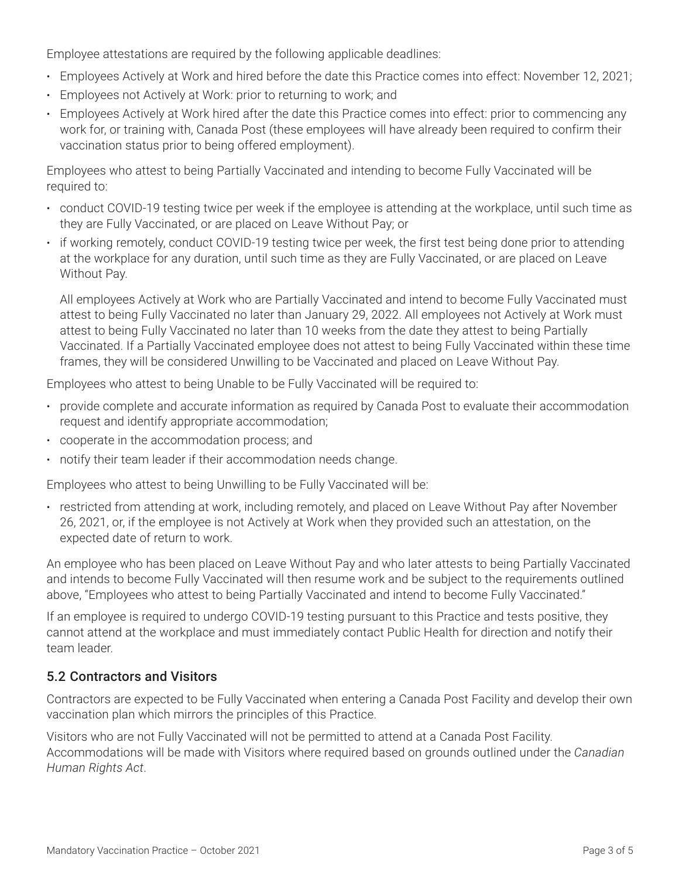Employee attestations are required by the following applicable deadlines:

- Employees Actively at Work and hired before the date this Practice comes into effect: November 12, 2021;
- Employees not Actively at Work: prior to returning to work; and
- Employees Actively at Work hired after the date this Practice comes into effect: prior to commencing any work for, or training with, Canada Post (these employees will have already been required to confirm their vaccination status prior to being offered employment).

Employees who attest to being Partially Vaccinated and intending to become Fully Vaccinated will be required to:

- conduct COVID-19 testing twice per week if the employee is attending at the workplace, until such time as they are Fully Vaccinated, or are placed on Leave Without Pay; or
- if working remotely, conduct COVID-19 testing twice per week, the first test being done prior to attending at the workplace for any duration, until such time as they are Fully Vaccinated, or are placed on Leave Without Pay.

  All employees Actively at Work who are Partially Vaccinated and intend to become Fully Vaccinated must attest to being Fully Vaccinated no later than January 29, 2022. All employees not Actively at Work must attest to being Fully Vaccinated no later than 10 weeks from the date they attest to being Partially Vaccinated. If a Partially Vaccinated employee does not attest to being Fully Vaccinated within these time frames, they will be considered Unwilling to be Vaccinated and placed on Leave Without Pay.

Employees who attest to being Unable to be Fully Vaccinated will be required to:

- provide complete and accurate information as required by Canada Post to evaluate their accommodation request and identify appropriate accommodation;
- cooperate in the accommodation process; and
- notify their team leader if their accommodation needs change.

Employees who attest to being Unwilling to be Fully Vaccinated will be:

- restricted from attending at work, including remotely, and placed on Leave Without Pay after November 26, 2021, or, if the employee is not Actively at Work when they provided such an attestation, on the expected date of return to work.

An employee who has been placed on Leave Without Pay and who later attests to being Partially Vaccinated and intends to become Fully Vaccinated will then resume work and be subject to the requirements outlined above, "Employees who attest to being Partially Vaccinated and intend to become Fully Vaccinated."

If an employee is required to undergo COVID-19 testing pursuant to this Practice and tests positive, they cannot attend at the workplace and must immediately contact Public Health for direction and notify their team leader.

### 5.2 Contractors and Visitors

Contractors are expected to be Fully Vaccinated when entering a Canada Post Facility and develop their own vaccination plan which mirrors the principles of this Practice.

Visitors who are not Fully Vaccinated will not be permitted to attend at a Canada Post Facility. Accommodations will be made with Visitors where required based on grounds outlined under the *Canadian Human Rights Act*.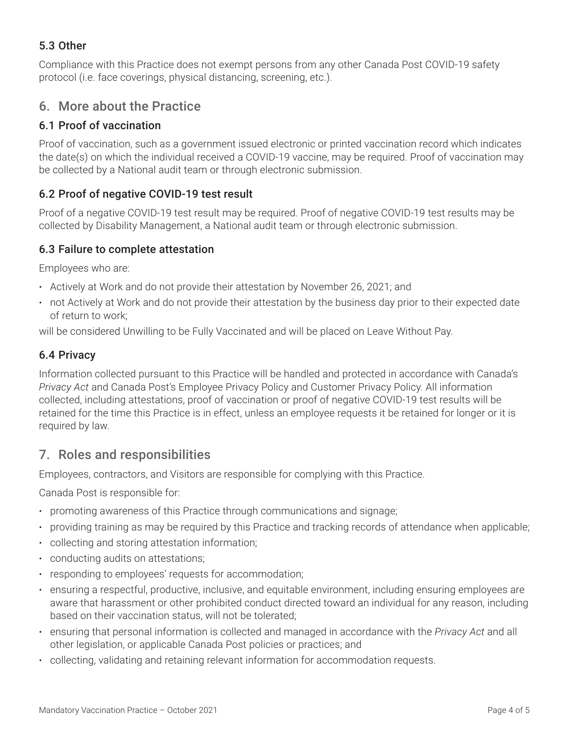### 5.3 Other

Compliance with this Practice does not exempt persons from any other Canada Post COVID-19 safety protocol (i.e. face coverings, physical distancing, screening, etc.).

## 6. More about the Practice

### 6.1 Proof of vaccination

Proof of vaccination, such as a government issued electronic or printed vaccination record which indicates the date(s) on which the individual received a COVID-19 vaccine, may be required. Proof of vaccination may be collected by a National audit team or through electronic submission.

### 6.2 Proof of negative COVID-19 test result

Proof of a negative COVID-19 test result may be required. Proof of negative COVID-19 test results may be collected by Disability Management, a National audit team or through electronic submission.

### 6.3 Failure to complete attestation

Employees who are:

- Actively at Work and do not provide their attestation by November 26, 2021; and
- not Actively at Work and do not provide their attestation by the business day prior to their expected date of return to work;

will be considered Unwilling to be Fully Vaccinated and will be placed on Leave Without Pay.

### 6.4 Privacy

Information collected pursuant to this Practice will be handled and protected in accordance with Canada's *Privacy Act* and Canada Post's Employee Privacy Policy and Customer Privacy Policy. All information collected, including attestations, proof of vaccination or proof of negative COVID-19 test results will be retained for the time this Practice is in effect, unless an employee requests it be retained for longer or it is required by law.

## 7. Roles and responsibilities

Employees, contractors, and Visitors are responsible for complying with this Practice.

Canada Post is responsible for:

- promoting awareness of this Practice through communications and signage;
- providing training as may be required by this Practice and tracking records of attendance when applicable;
- collecting and storing attestation information;
- conducting audits on attestations;
- responding to employees' requests for accommodation;
- ensuring a respectful, productive, inclusive, and equitable environment, including ensuring employees are aware that harassment or other prohibited conduct directed toward an individual for any reason, including based on their vaccination status, will not be tolerated;
- ensuring that personal information is collected and managed in accordance with the *Privacy Act* and all other legislation, or applicable Canada Post policies or practices; and
- collecting, validating and retaining relevant information for accommodation requests.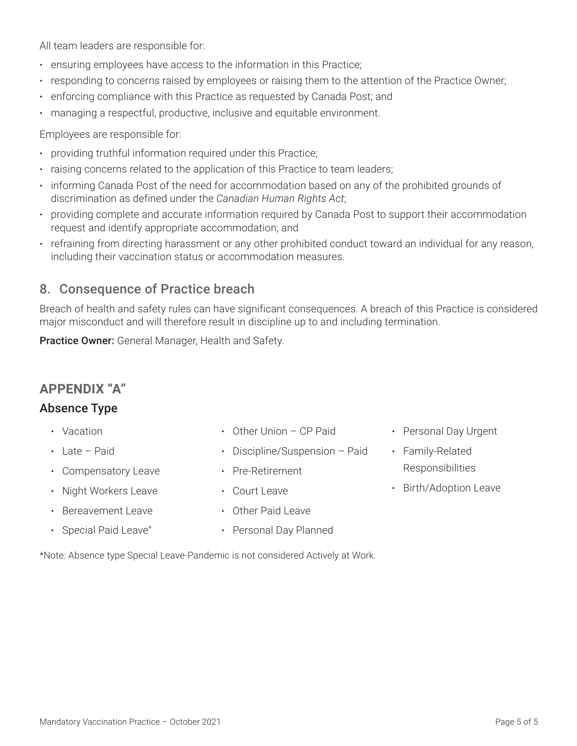All team leaders are responsible for:

- ensuring employees have access to the information in this Practice;
- responding to concerns raised by employees or raising them to the attention of the Practice Owner;
- enforcing compliance with this Practice as requested by Canada Post; and
- managing a respectful, productive, inclusive and equitable environment.

Employees are responsible for:

- providing truthful information required under this Practice;
- raising concerns related to the application of this Practice to team leaders;
- informing Canada Post of the need for accommodation based on any of the prohibited grounds of discrimination as defined under the *Canadian Human Rights Act*;
- providing complete and accurate information required by Canada Post to support their accommodation request and identify appropriate accommodation; and
- refraining from directing harassment or any other prohibited conduct toward an individual for any reason, including their vaccination status or accommodation measures.

## 8. Consequence of Practice breach

Breach of health and safety rules can have significant consequences. A breach of this Practice is considered major misconduct and will therefore result in discipline up to and including termination.

**Practice Owner:** General Manager, Health and Safety.

## APPENDIX "A"

### Absence Type

- Vacation
- Late – Paid
- Compensatory Leave
- Night Workers Leave
- Bereavement Leave
- Special Paid Leave*
- Other Union – CP Paid
- Discipline/Suspension – Paid
- Pre-Retirement
- Court Leave
- Other Paid Leave
- Personal Day Planned
- Personal Day Urgent
- Family-Related Responsibilities
- Birth/Adoption Leave

*Note: Absence type Special Leave-Pandemic is not considered Actively at Work.